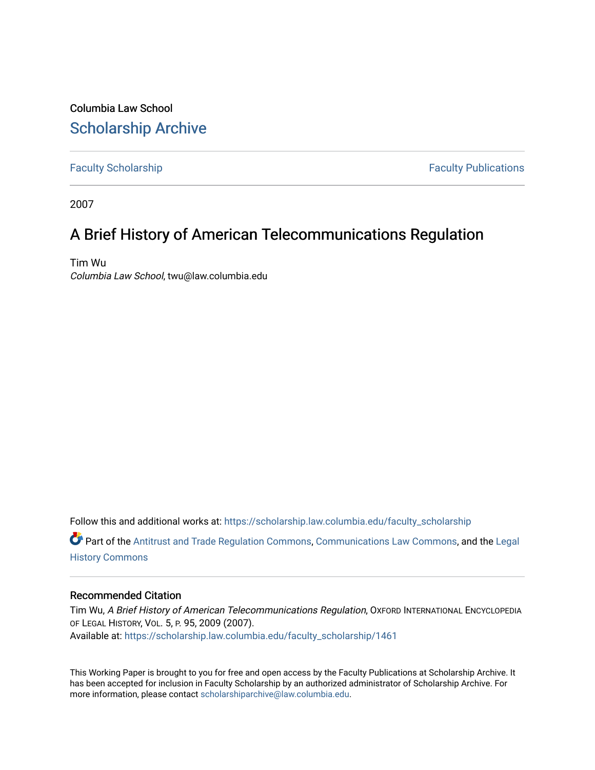Columbia Law School

## Scholarship Archive

Faculty Scholarship | Faculty Publications

2007

# A Brief History of American Telecommunications Regulation

Tim Wu
*Columbia Law School*, twu@law.columbia.edu

Follow this and additional works at: https://scholarship.law.columbia.edu/faculty_scholarship

Part of the Antitrust and Trade Regulation Commons, Communications Law Commons, and the Legal History Commons

### Recommended Citation

Tim Wu, *A Brief History of American Telecommunications Regulation*, Oxford International Encyclopedia of Legal History, Vol. 5, p. 95, 2009 (2007).
Available at: https://scholarship.law.columbia.edu/faculty_scholarship/1461

This Working Paper is brought to you for free and open access by the Faculty Publications at Scholarship Archive. It has been accepted for inclusion in Faculty Scholarship by an authorized administrator of Scholarship Archive. For more information, please contact scholarshiparchive@law.columbia.edu.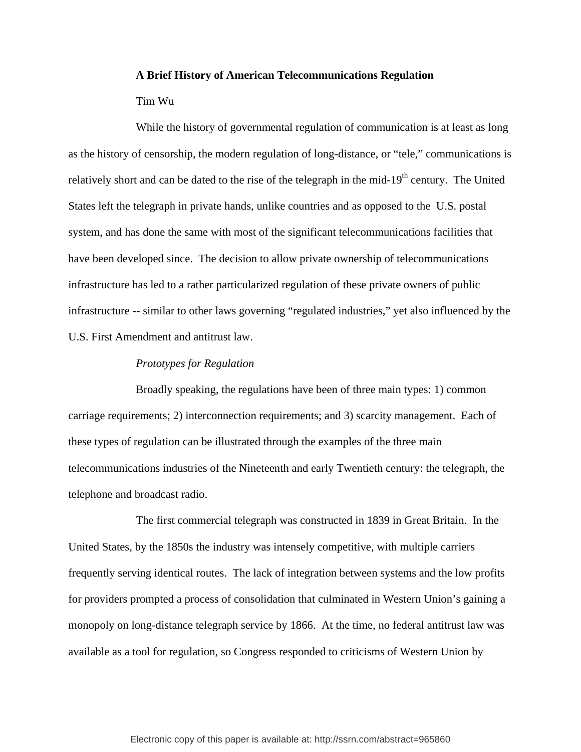**A Brief History of American Telecommunications Regulation**

Tim Wu

While the history of governmental regulation of communication is at least as long as the history of censorship, the modern regulation of long-distance, or "tele," communications is relatively short and can be dated to the rise of the telegraph in the mid-19th century. The United States left the telegraph in private hands, unlike countries and as opposed to the U.S. postal system, and has done the same with most of the significant telecommunications facilities that have been developed since. The decision to allow private ownership of telecommunications infrastructure has led to a rather particularized regulation of these private owners of public infrastructure -- similar to other laws governing "regulated industries," yet also influenced by the U.S. First Amendment and antitrust law.

*Prototypes for Regulation*

Broadly speaking, the regulations have been of three main types: 1) common carriage requirements; 2) interconnection requirements; and 3) scarcity management. Each of these types of regulation can be illustrated through the examples of the three main telecommunications industries of the Nineteenth and early Twentieth century: the telegraph, the telephone and broadcast radio.

The first commercial telegraph was constructed in 1839 in Great Britain. In the United States, by the 1850s the industry was intensely competitive, with multiple carriers frequently serving identical routes. The lack of integration between systems and the low profits for providers prompted a process of consolidation that culminated in Western Union's gaining a monopoly on long-distance telegraph service by 1866. At the time, no federal antitrust law was available as a tool for regulation, so Congress responded to criticisms of Western Union by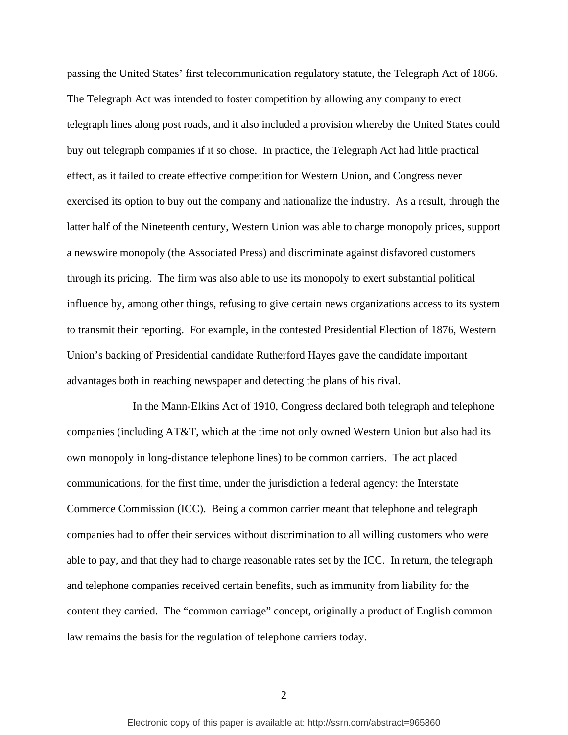passing the United States' first telecommunication regulatory statute, the Telegraph Act of 1866. The Telegraph Act was intended to foster competition by allowing any company to erect telegraph lines along post roads, and it also included a provision whereby the United States could buy out telegraph companies if it so chose. In practice, the Telegraph Act had little practical effect, as it failed to create effective competition for Western Union, and Congress never exercised its option to buy out the company and nationalize the industry. As a result, through the latter half of the Nineteenth century, Western Union was able to charge monopoly prices, support a newswire monopoly (the Associated Press) and discriminate against disfavored customers through its pricing. The firm was also able to use its monopoly to exert substantial political influence by, among other things, refusing to give certain news organizations access to its system to transmit their reporting. For example, in the contested Presidential Election of 1876, Western Union's backing of Presidential candidate Rutherford Hayes gave the candidate important advantages both in reaching newspaper and detecting the plans of his rival.

In the Mann-Elkins Act of 1910, Congress declared both telegraph and telephone companies (including AT&T, which at the time not only owned Western Union but also had its own monopoly in long-distance telephone lines) to be common carriers. The act placed communications, for the first time, under the jurisdiction a federal agency: the Interstate Commerce Commission (ICC). Being a common carrier meant that telephone and telegraph companies had to offer their services without discrimination to all willing customers who were able to pay, and that they had to charge reasonable rates set by the ICC. In return, the telegraph and telephone companies received certain benefits, such as immunity from liability for the content they carried. The "common carriage" concept, originally a product of English common law remains the basis for the regulation of telephone carriers today.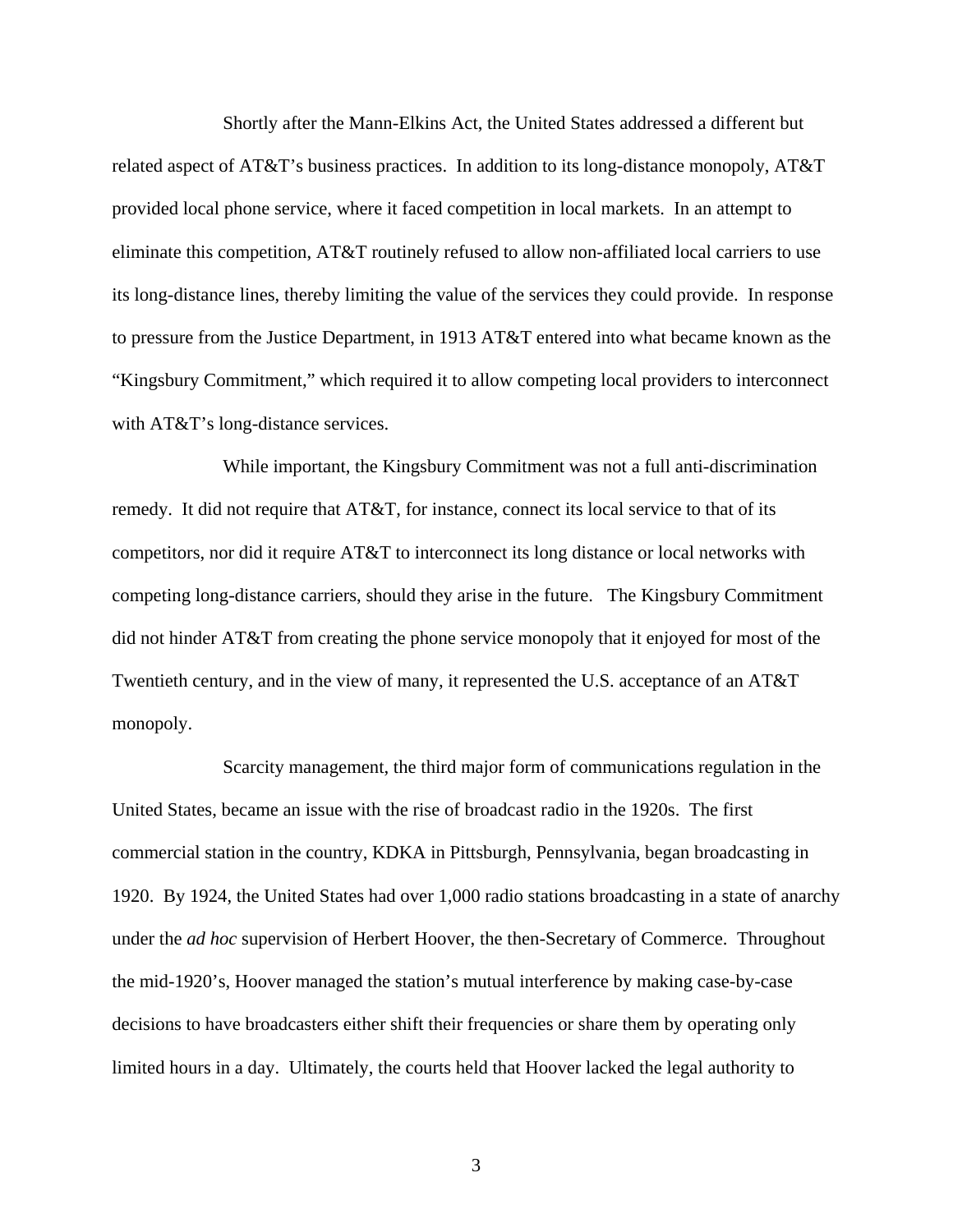Shortly after the Mann-Elkins Act, the United States addressed a different but related aspect of AT&T's business practices. In addition to its long-distance monopoly, AT&T provided local phone service, where it faced competition in local markets. In an attempt to eliminate this competition, AT&T routinely refused to allow non-affiliated local carriers to use its long-distance lines, thereby limiting the value of the services they could provide. In response to pressure from the Justice Department, in 1913 AT&T entered into what became known as the "Kingsbury Commitment," which required it to allow competing local providers to interconnect with AT&T's long-distance services.

While important, the Kingsbury Commitment was not a full anti-discrimination remedy. It did not require that AT&T, for instance, connect its local service to that of its competitors, nor did it require AT&T to interconnect its long distance or local networks with competing long-distance carriers, should they arise in the future. The Kingsbury Commitment did not hinder AT&T from creating the phone service monopoly that it enjoyed for most of the Twentieth century, and in the view of many, it represented the U.S. acceptance of an AT&T monopoly.

Scarcity management, the third major form of communications regulation in the United States, became an issue with the rise of broadcast radio in the 1920s. The first commercial station in the country, KDKA in Pittsburgh, Pennsylvania, began broadcasting in 1920. By 1924, the United States had over 1,000 radio stations broadcasting in a state of anarchy under the *ad hoc* supervision of Herbert Hoover, the then-Secretary of Commerce. Throughout the mid-1920's, Hoover managed the station's mutual interference by making case-by-case decisions to have broadcasters either shift their frequencies or share them by operating only limited hours in a day. Ultimately, the courts held that Hoover lacked the legal authority to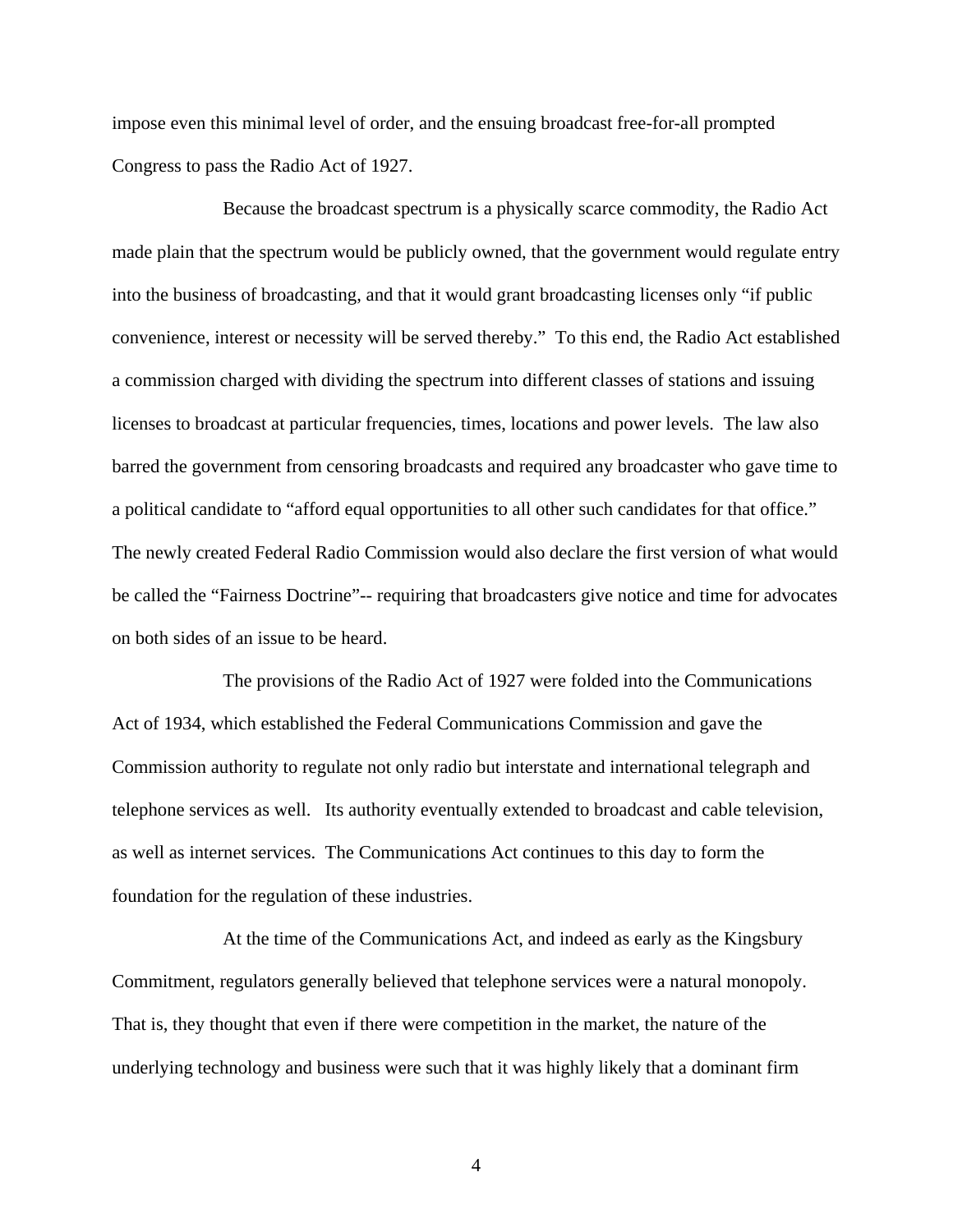impose even this minimal level of order, and the ensuing broadcast free-for-all prompted Congress to pass the Radio Act of 1927.

Because the broadcast spectrum is a physically scarce commodity, the Radio Act made plain that the spectrum would be publicly owned, that the government would regulate entry into the business of broadcasting, and that it would grant broadcasting licenses only "if public convenience, interest or necessity will be served thereby." To this end, the Radio Act established a commission charged with dividing the spectrum into different classes of stations and issuing licenses to broadcast at particular frequencies, times, locations and power levels. The law also barred the government from censoring broadcasts and required any broadcaster who gave time to a political candidate to "afford equal opportunities to all other such candidates for that office." The newly created Federal Radio Commission would also declare the first version of what would be called the "Fairness Doctrine"-- requiring that broadcasters give notice and time for advocates on both sides of an issue to be heard.

The provisions of the Radio Act of 1927 were folded into the Communications Act of 1934, which established the Federal Communications Commission and gave the Commission authority to regulate not only radio but interstate and international telegraph and telephone services as well. Its authority eventually extended to broadcast and cable television, as well as internet services. The Communications Act continues to this day to form the foundation for the regulation of these industries.

At the time of the Communications Act, and indeed as early as the Kingsbury Commitment, regulators generally believed that telephone services were a natural monopoly. That is, they thought that even if there were competition in the market, the nature of the underlying technology and business were such that it was highly likely that a dominant firm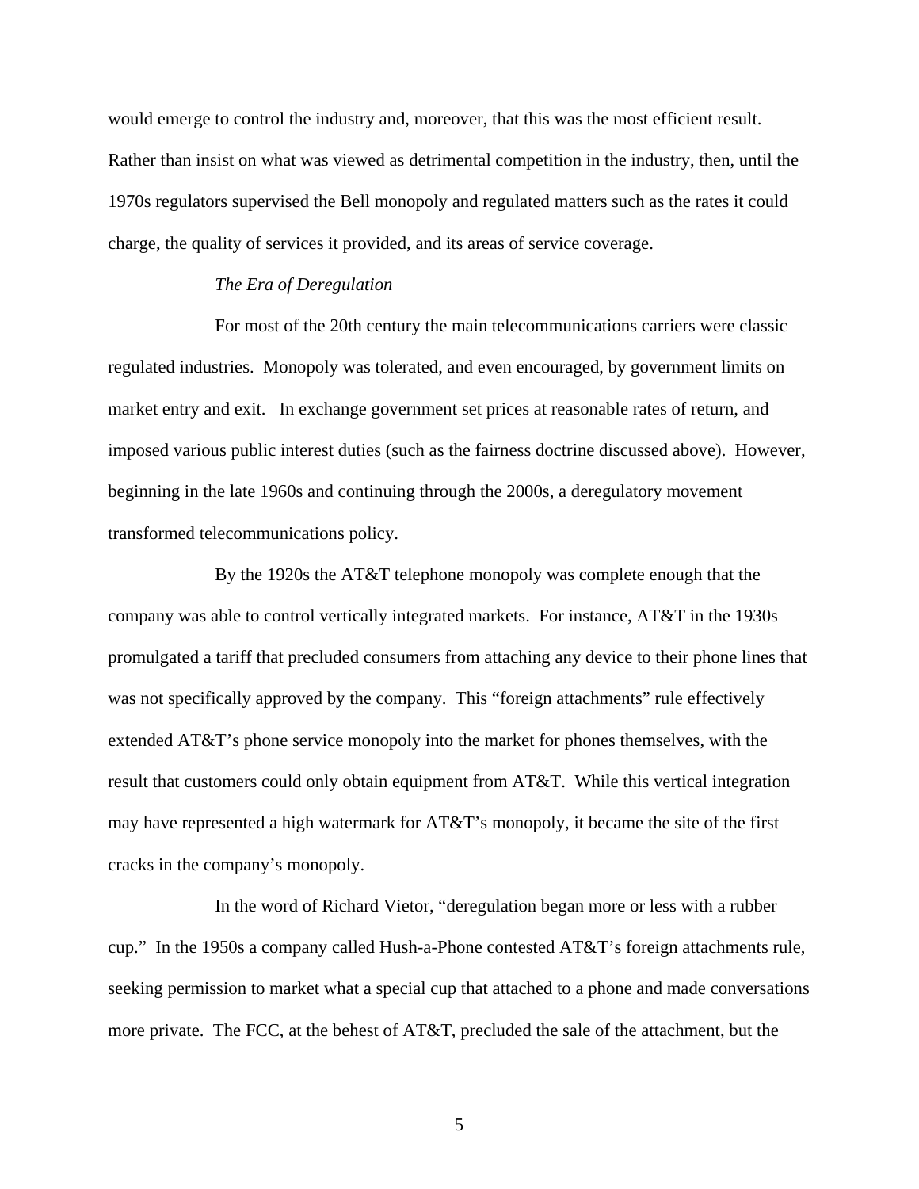would emerge to control the industry and, moreover, that this was the most efficient result. Rather than insist on what was viewed as detrimental competition in the industry, then, until the 1970s regulators supervised the Bell monopoly and regulated matters such as the rates it could charge, the quality of services it provided, and its areas of service coverage.

*The Era of Deregulation*

For most of the 20th century the main telecommunications carriers were classic regulated industries. Monopoly was tolerated, and even encouraged, by government limits on market entry and exit. In exchange government set prices at reasonable rates of return, and imposed various public interest duties (such as the fairness doctrine discussed above). However, beginning in the late 1960s and continuing through the 2000s, a deregulatory movement transformed telecommunications policy.

By the 1920s the AT&T telephone monopoly was complete enough that the company was able to control vertically integrated markets. For instance, AT&T in the 1930s promulgated a tariff that precluded consumers from attaching any device to their phone lines that was not specifically approved by the company. This "foreign attachments" rule effectively extended AT&T's phone service monopoly into the market for phones themselves, with the result that customers could only obtain equipment from AT&T. While this vertical integration may have represented a high watermark for AT&T's monopoly, it became the site of the first cracks in the company's monopoly.

In the word of Richard Vietor, "deregulation began more or less with a rubber cup." In the 1950s a company called Hush-a-Phone contested AT&T's foreign attachments rule, seeking permission to market what a special cup that attached to a phone and made conversations more private. The FCC, at the behest of AT&T, precluded the sale of the attachment, but the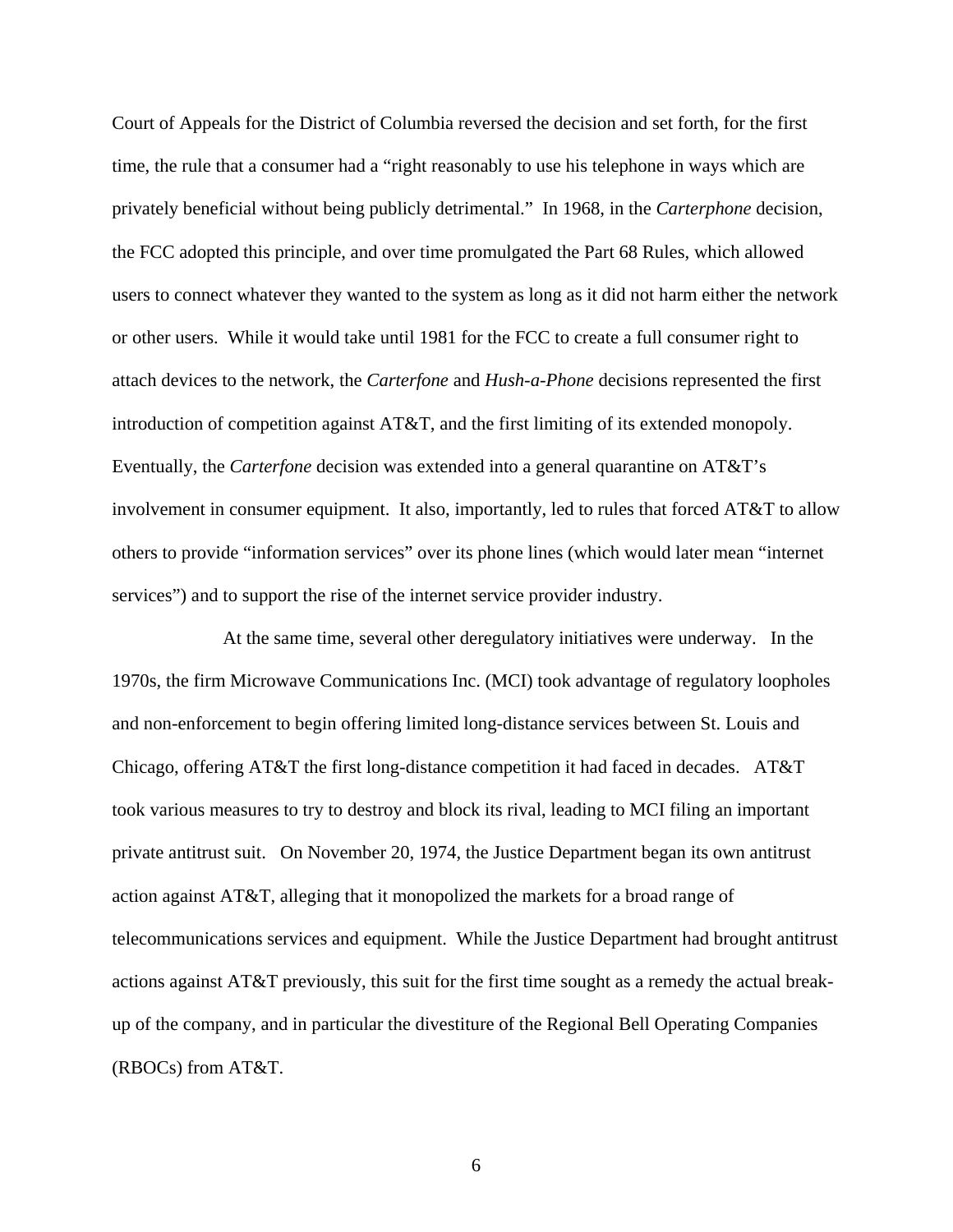Court of Appeals for the District of Columbia reversed the decision and set forth, for the first time, the rule that a consumer had a "right reasonably to use his telephone in ways which are privately beneficial without being publicly detrimental." In 1968, in the *Carterphone* decision, the FCC adopted this principle, and over time promulgated the Part 68 Rules, which allowed users to connect whatever they wanted to the system as long as it did not harm either the network or other users. While it would take until 1981 for the FCC to create a full consumer right to attach devices to the network, the *Carterfone* and *Hush-a-Phone* decisions represented the first introduction of competition against AT&T, and the first limiting of its extended monopoly. Eventually, the *Carterfone* decision was extended into a general quarantine on AT&T's involvement in consumer equipment. It also, importantly, led to rules that forced AT&T to allow others to provide "information services" over its phone lines (which would later mean "internet services") and to support the rise of the internet service provider industry.

At the same time, several other deregulatory initiatives were underway. In the 1970s, the firm Microwave Communications Inc. (MCI) took advantage of regulatory loopholes and non-enforcement to begin offering limited long-distance services between St. Louis and Chicago, offering AT&T the first long-distance competition it had faced in decades. AT&T took various measures to try to destroy and block its rival, leading to MCI filing an important private antitrust suit. On November 20, 1974, the Justice Department began its own antitrust action against AT&T, alleging that it monopolized the markets for a broad range of telecommunications services and equipment. While the Justice Department had brought antitrust actions against AT&T previously, this suit for the first time sought as a remedy the actual break-up of the company, and in particular the divestiture of the Regional Bell Operating Companies (RBOCs) from AT&T.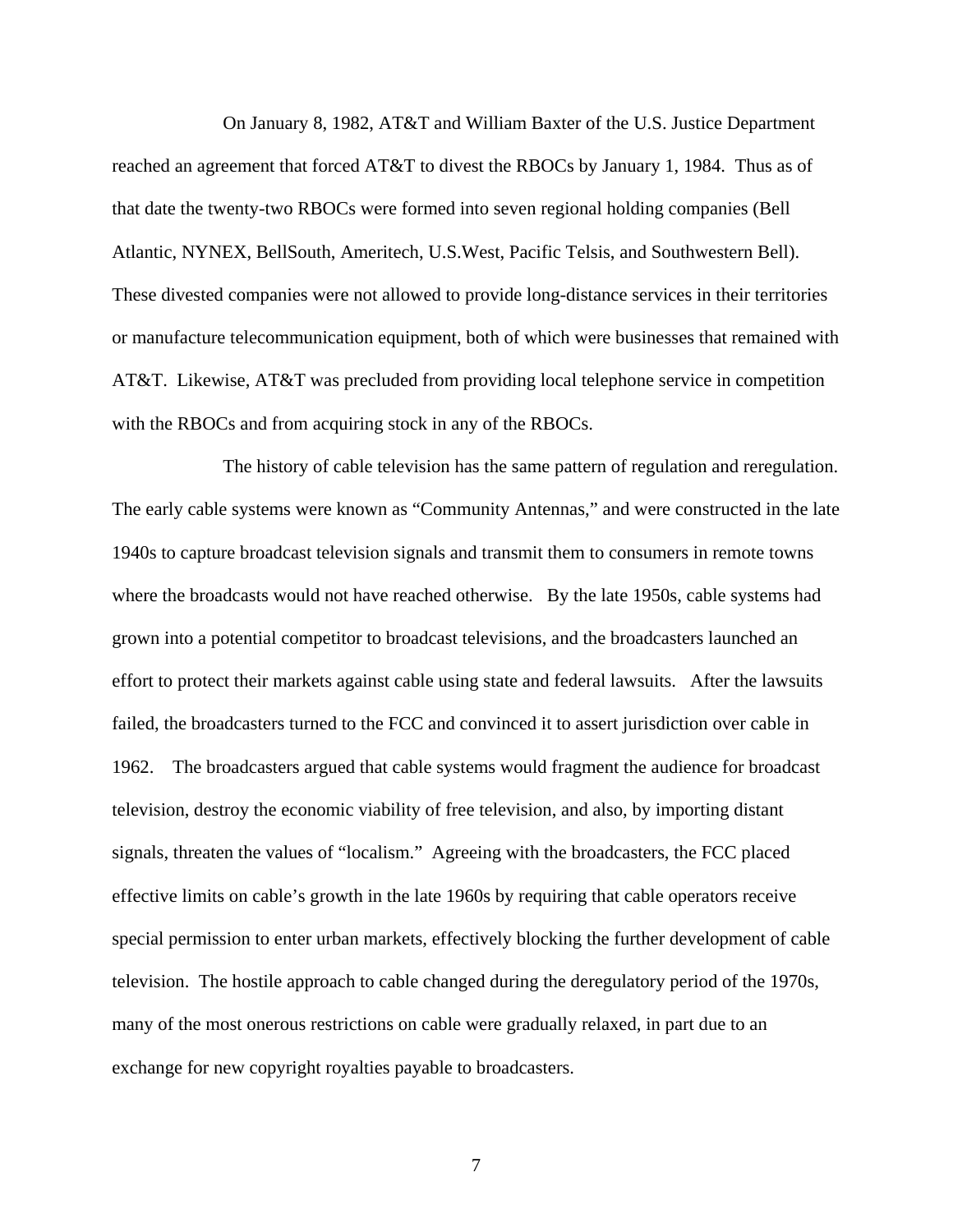On January 8, 1982, AT&T and William Baxter of the U.S. Justice Department reached an agreement that forced AT&T to divest the RBOCs by January 1, 1984. Thus as of that date the twenty-two RBOCs were formed into seven regional holding companies (Bell Atlantic, NYNEX, BellSouth, Ameritech, U.S.West, Pacific Telsis, and Southwestern Bell). These divested companies were not allowed to provide long-distance services in their territories or manufacture telecommunication equipment, both of which were businesses that remained with AT&T. Likewise, AT&T was precluded from providing local telephone service in competition with the RBOCs and from acquiring stock in any of the RBOCs.

The history of cable television has the same pattern of regulation and reregulation. The early cable systems were known as "Community Antennas," and were constructed in the late 1940s to capture broadcast television signals and transmit them to consumers in remote towns where the broadcasts would not have reached otherwise. By the late 1950s, cable systems had grown into a potential competitor to broadcast televisions, and the broadcasters launched an effort to protect their markets against cable using state and federal lawsuits. After the lawsuits failed, the broadcasters turned to the FCC and convinced it to assert jurisdiction over cable in 1962. The broadcasters argued that cable systems would fragment the audience for broadcast television, destroy the economic viability of free television, and also, by importing distant signals, threaten the values of "localism." Agreeing with the broadcasters, the FCC placed effective limits on cable's growth in the late 1960s by requiring that cable operators receive special permission to enter urban markets, effectively blocking the further development of cable television. The hostile approach to cable changed during the deregulatory period of the 1970s, many of the most onerous restrictions on cable were gradually relaxed, in part due to an exchange for new copyright royalties payable to broadcasters.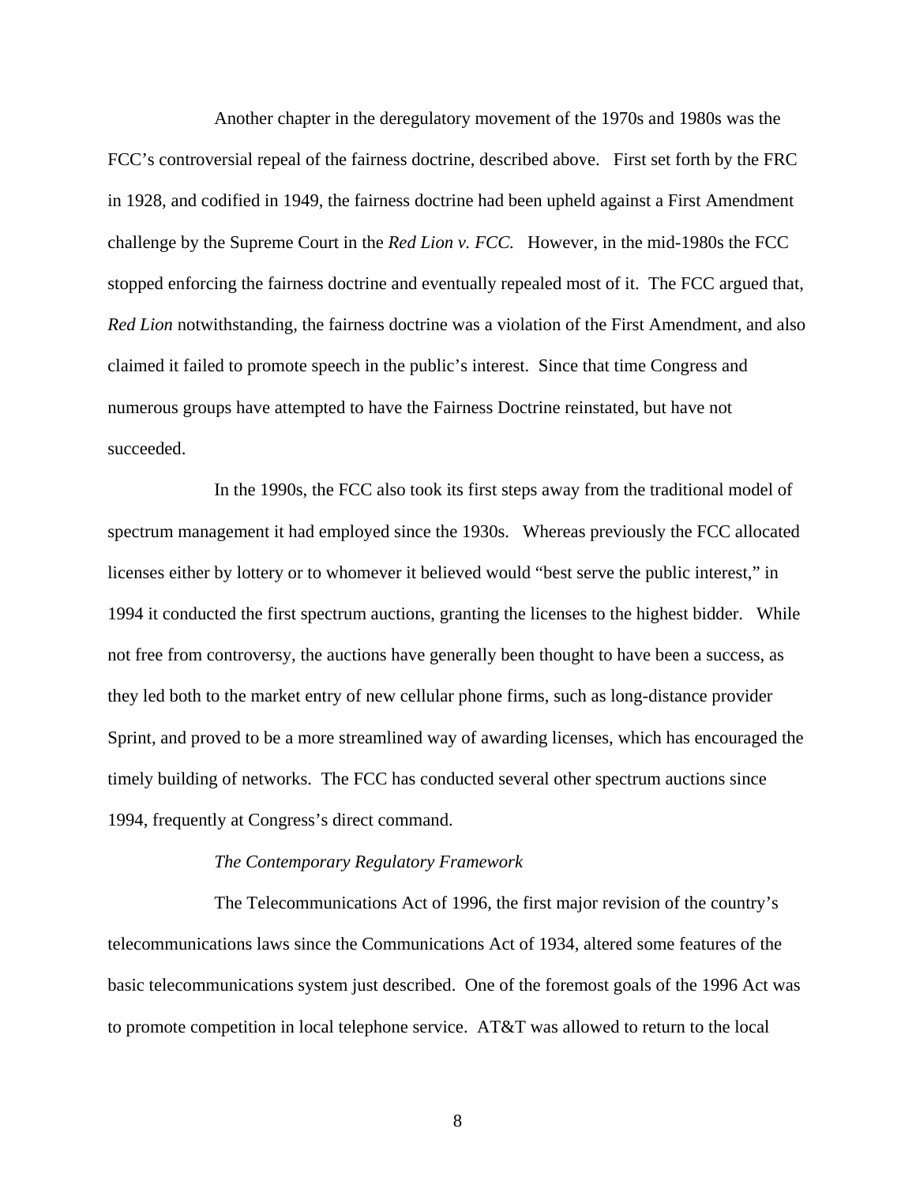Another chapter in the deregulatory movement of the 1970s and 1980s was the FCC's controversial repeal of the fairness doctrine, described above. First set forth by the FRC in 1928, and codified in 1949, the fairness doctrine had been upheld against a First Amendment challenge by the Supreme Court in the *Red Lion v. FCC.* However, in the mid-1980s the FCC stopped enforcing the fairness doctrine and eventually repealed most of it. The FCC argued that, *Red Lion* notwithstanding, the fairness doctrine was a violation of the First Amendment, and also claimed it failed to promote speech in the public's interest. Since that time Congress and numerous groups have attempted to have the Fairness Doctrine reinstated, but have not succeeded.

In the 1990s, the FCC also took its first steps away from the traditional model of spectrum management it had employed since the 1930s. Whereas previously the FCC allocated licenses either by lottery or to whomever it believed would "best serve the public interest," in 1994 it conducted the first spectrum auctions, granting the licenses to the highest bidder. While not free from controversy, the auctions have generally been thought to have been a success, as they led both to the market entry of new cellular phone firms, such as long-distance provider Sprint, and proved to be a more streamlined way of awarding licenses, which has encouraged the timely building of networks. The FCC has conducted several other spectrum auctions since 1994, frequently at Congress's direct command.

*The Contemporary Regulatory Framework*

The Telecommunications Act of 1996, the first major revision of the country's telecommunications laws since the Communications Act of 1934, altered some features of the basic telecommunications system just described. One of the foremost goals of the 1996 Act was to promote competition in local telephone service. AT&T was allowed to return to the local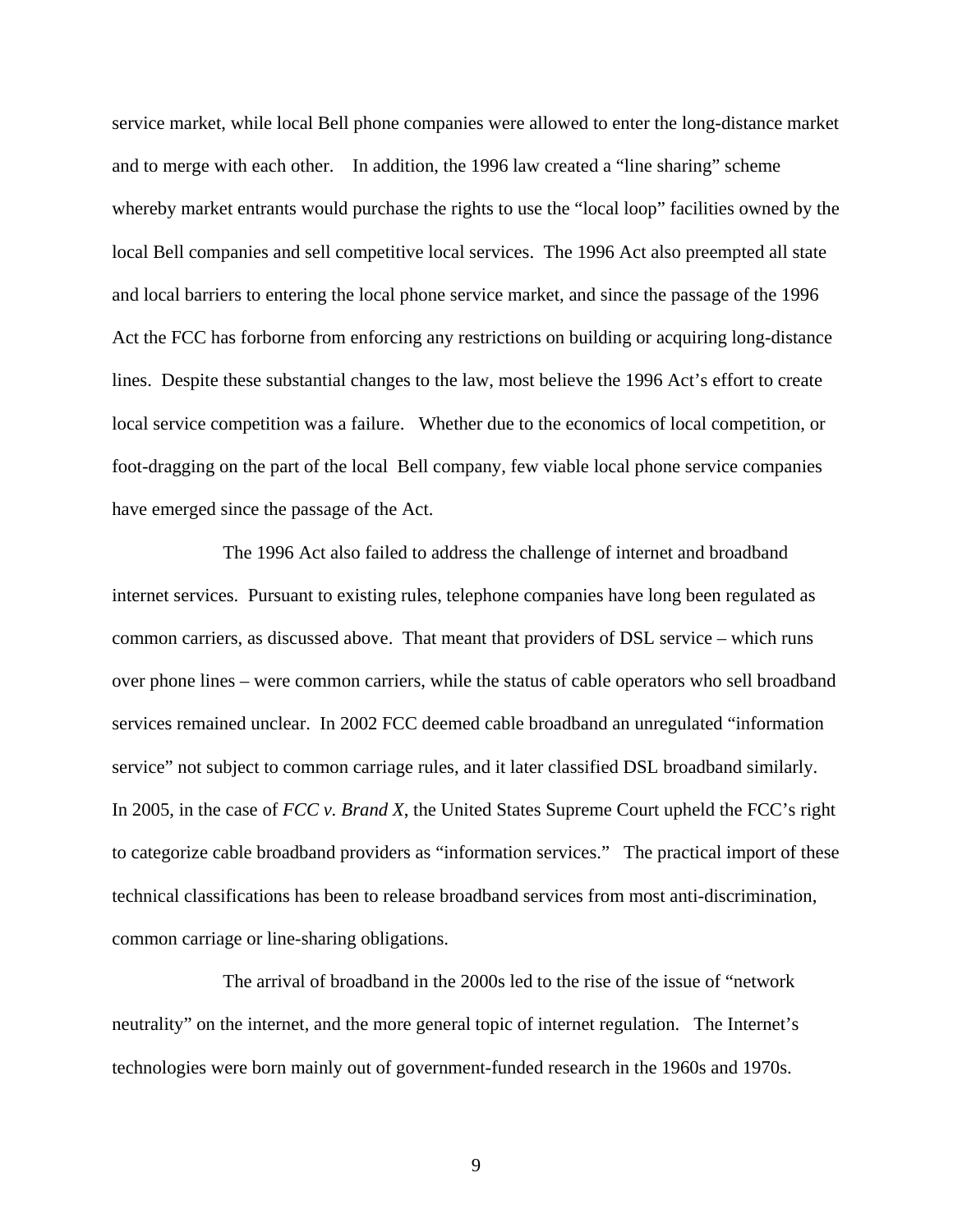service market, while local Bell phone companies were allowed to enter the long-distance market and to merge with each other. In addition, the 1996 law created a "line sharing" scheme whereby market entrants would purchase the rights to use the "local loop" facilities owned by the local Bell companies and sell competitive local services. The 1996 Act also preempted all state and local barriers to entering the local phone service market, and since the passage of the 1996 Act the FCC has forborne from enforcing any restrictions on building or acquiring long-distance lines. Despite these substantial changes to the law, most believe the 1996 Act's effort to create local service competition was a failure. Whether due to the economics of local competition, or foot-dragging on the part of the local Bell company, few viable local phone service companies have emerged since the passage of the Act.

The 1996 Act also failed to address the challenge of internet and broadband internet services. Pursuant to existing rules, telephone companies have long been regulated as common carriers, as discussed above. That meant that providers of DSL service – which runs over phone lines – were common carriers, while the status of cable operators who sell broadband services remained unclear. In 2002 FCC deemed cable broadband an unregulated "information service" not subject to common carriage rules, and it later classified DSL broadband similarly. In 2005, in the case of *FCC v. Brand X*, the United States Supreme Court upheld the FCC's right to categorize cable broadband providers as "information services." The practical import of these technical classifications has been to release broadband services from most anti-discrimination, common carriage or line-sharing obligations.

The arrival of broadband in the 2000s led to the rise of the issue of "network neutrality" on the internet, and the more general topic of internet regulation. The Internet's technologies were born mainly out of government-funded research in the 1960s and 1970s.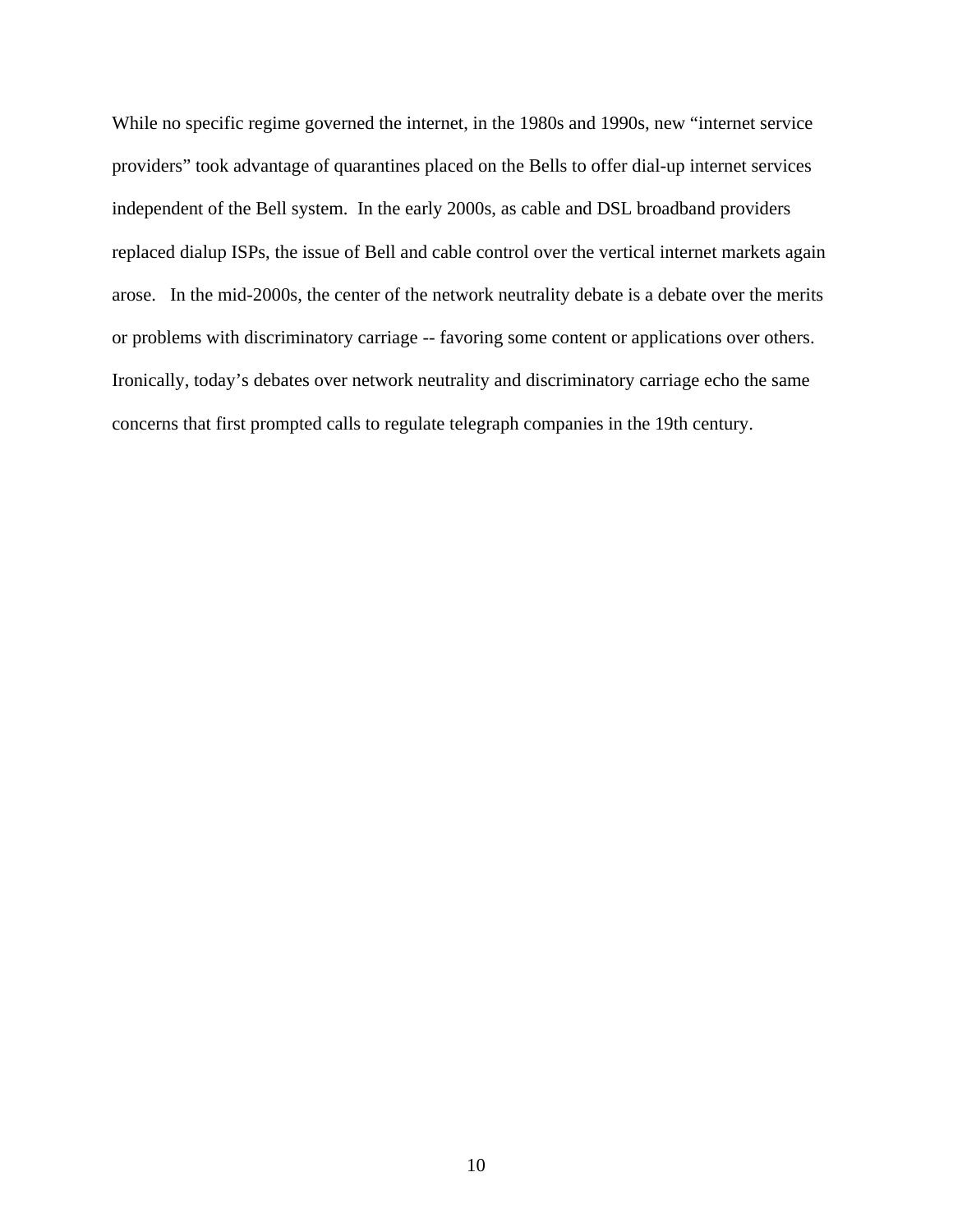While no specific regime governed the internet, in the 1980s and 1990s, new "internet service providers" took advantage of quarantines placed on the Bells to offer dial-up internet services independent of the Bell system. In the early 2000s, as cable and DSL broadband providers replaced dialup ISPs, the issue of Bell and cable control over the vertical internet markets again arose. In the mid-2000s, the center of the network neutrality debate is a debate over the merits or problems with discriminatory carriage -- favoring some content or applications over others. Ironically, today's debates over network neutrality and discriminatory carriage echo the same concerns that first prompted calls to regulate telegraph companies in the 19th century.